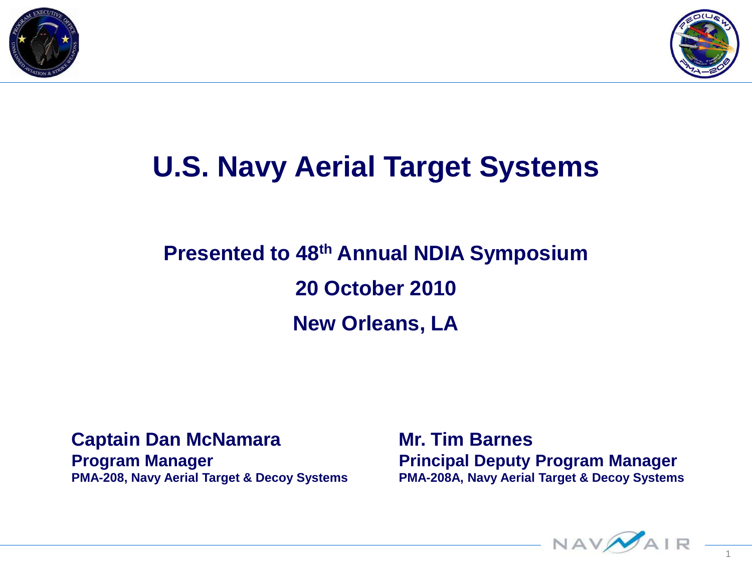# U.S. Navy Aerial Target Systems

**Presented to 48th Annual NDIA Symposium**

**20 October 2010**

**New Orleans, LA**

**Captain Dan McNamara**
**Program Manager**
**PMA-208, Navy Aerial Target & Decoy Systems**

**Mr. Tim Barnes**
**Principal Deputy Program Manager**
**PMA-208A, Navy Aerial Target & Decoy Systems**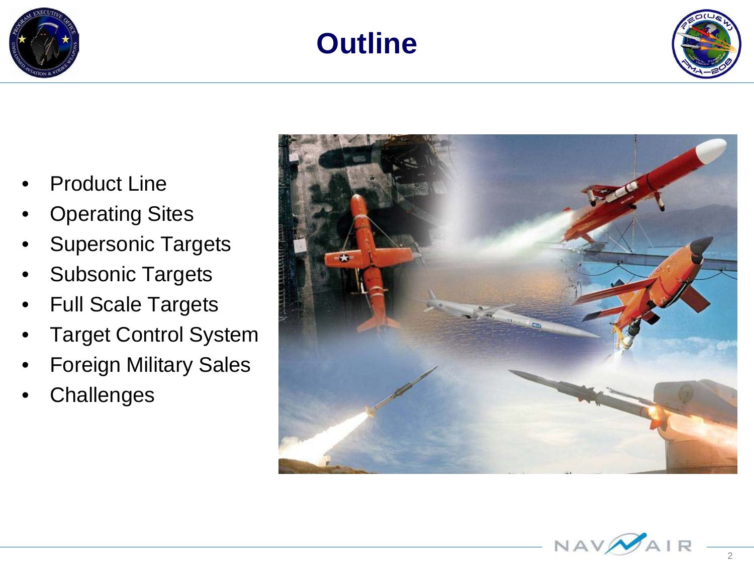# Outline

- Product Line
- Operating Sites
- Supersonic Targets
- Subsonic Targets
- Full Scale Targets
- Target Control System
- Foreign Military Sales
- Challenges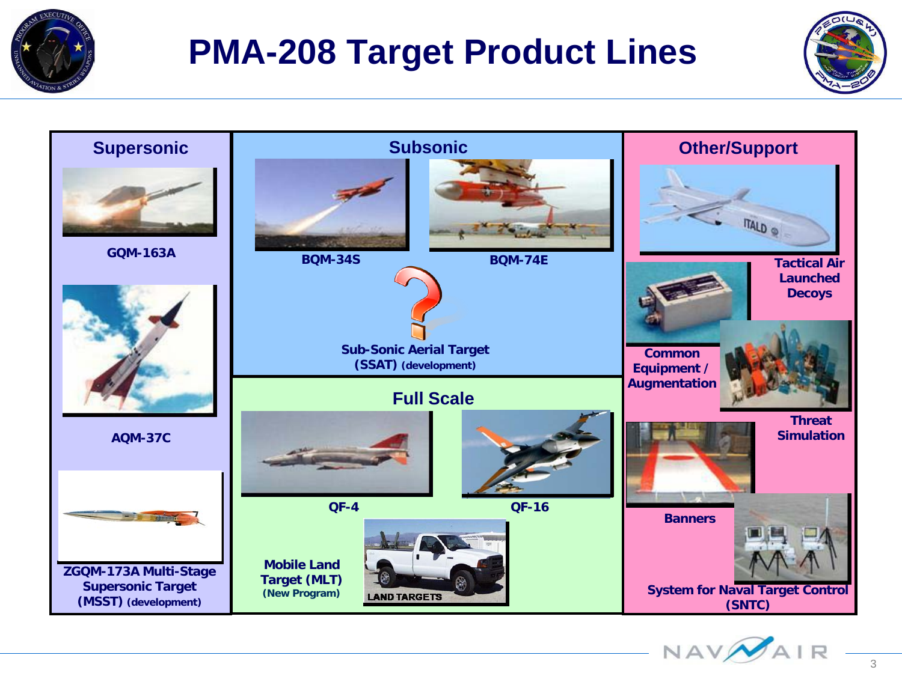# PMA-208 Target Product Lines

## Supersonic

**GQM-163A**

**AQM-37C**

**ZGQM-173A Multi-Stage Supersonic Target (MSST)** (development)

## Subsonic

**BQM-34S**

**BQM-74E**

**Sub-Sonic Aerial Target (SSAT)** (development)

## Full Scale

**QF-4**

**QF-16**

**Mobile Land Target (MLT)** (New Program)

LAND TARGETS

## Other/Support

**Tactical Air Launched Decoys**

**Common Equipment / Augmentation**

**Threat Simulation**

**Banners**

**System for Naval Target Control (SNTC)**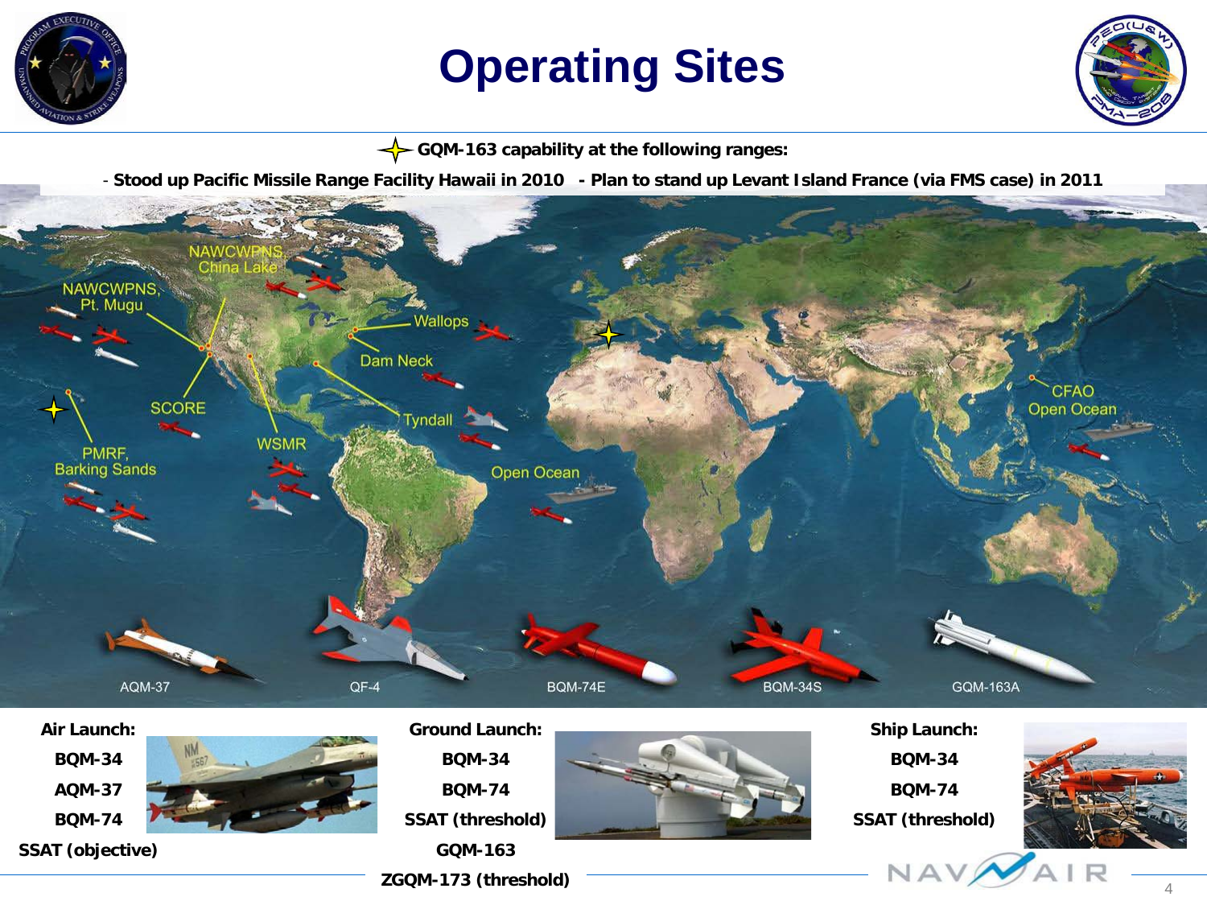# Operating Sites

GQM-163 capability at the following ranges:

- **Stood up Pacific Missile Range Facility Hawaii in 2010** - **Plan to stand up Levant Island France (via FMS case) in 2011**

NAWCWPNS, China Lake

NAWCWPNS, Pt. Mugu

Wallops

Dam Neck

SCORE

Tyndall

WSMR

PMRF, Barking Sands

Open Ocean

CFAO Open Ocean

AQM-37 | QF-4 | BQM-74E | BQM-34S | GQM-163A

**Air Launch:**
- **BQM-34**
- **AQM-37**
- **BQM-74**
- **SSAT (objective)**

**Ground Launch:**
- **BQM-34**
- **BQM-74**
- **SSAT (threshold)**
- **GQM-163**
- **ZGQM-173 (threshold)**

**Ship Launch:**
- **BQM-34**
- **BQM-74**
- **SSAT (threshold)**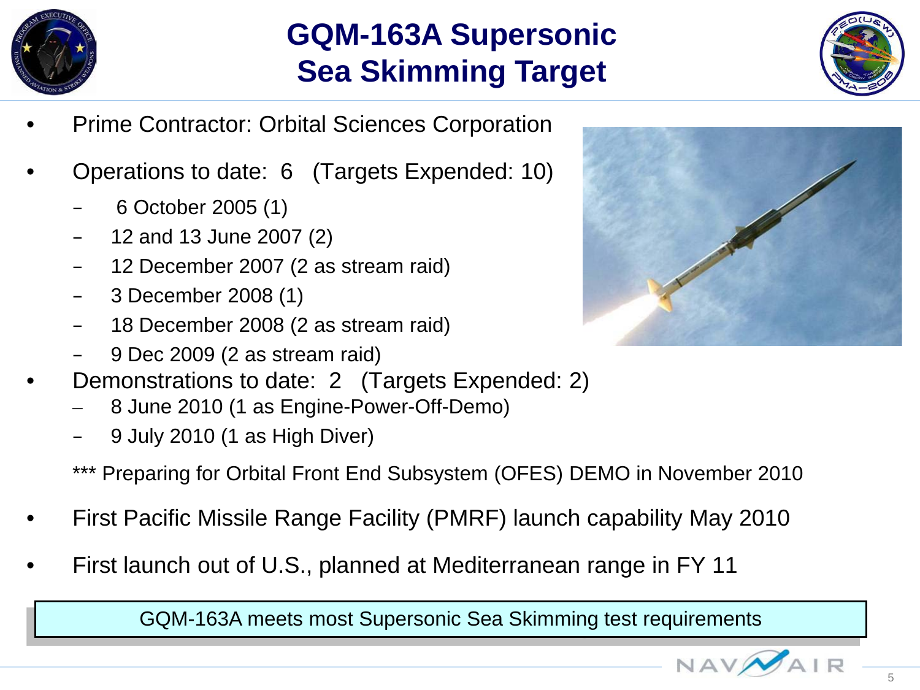# GQM-163A Supersonic Sea Skimming Target

- Prime Contractor: Orbital Sciences Corporation
- Operations to date: 6 (Targets Expended: 10)
  - 6 October 2005 (1)
  - 12 and 13 June 2007 (2)
  - 12 December 2007 (2 as stream raid)
  - 3 December 2008 (1)
  - 18 December 2008 (2 as stream raid)
  - 9 Dec 2009 (2 as stream raid)
- Demonstrations to date: 2 (Targets Expended: 2)
  - 8 June 2010 (1 as Engine-Power-Off-Demo)
  - 9 July 2010 (1 as High Diver)

*** Preparing for Orbital Front End Subsystem (OFES) DEMO in November 2010

- First Pacific Missile Range Facility (PMRF) launch capability May 2010
- First launch out of U.S., planned at Mediterranean range in FY 11

GQM-163A meets most Supersonic Sea Skimming test requirements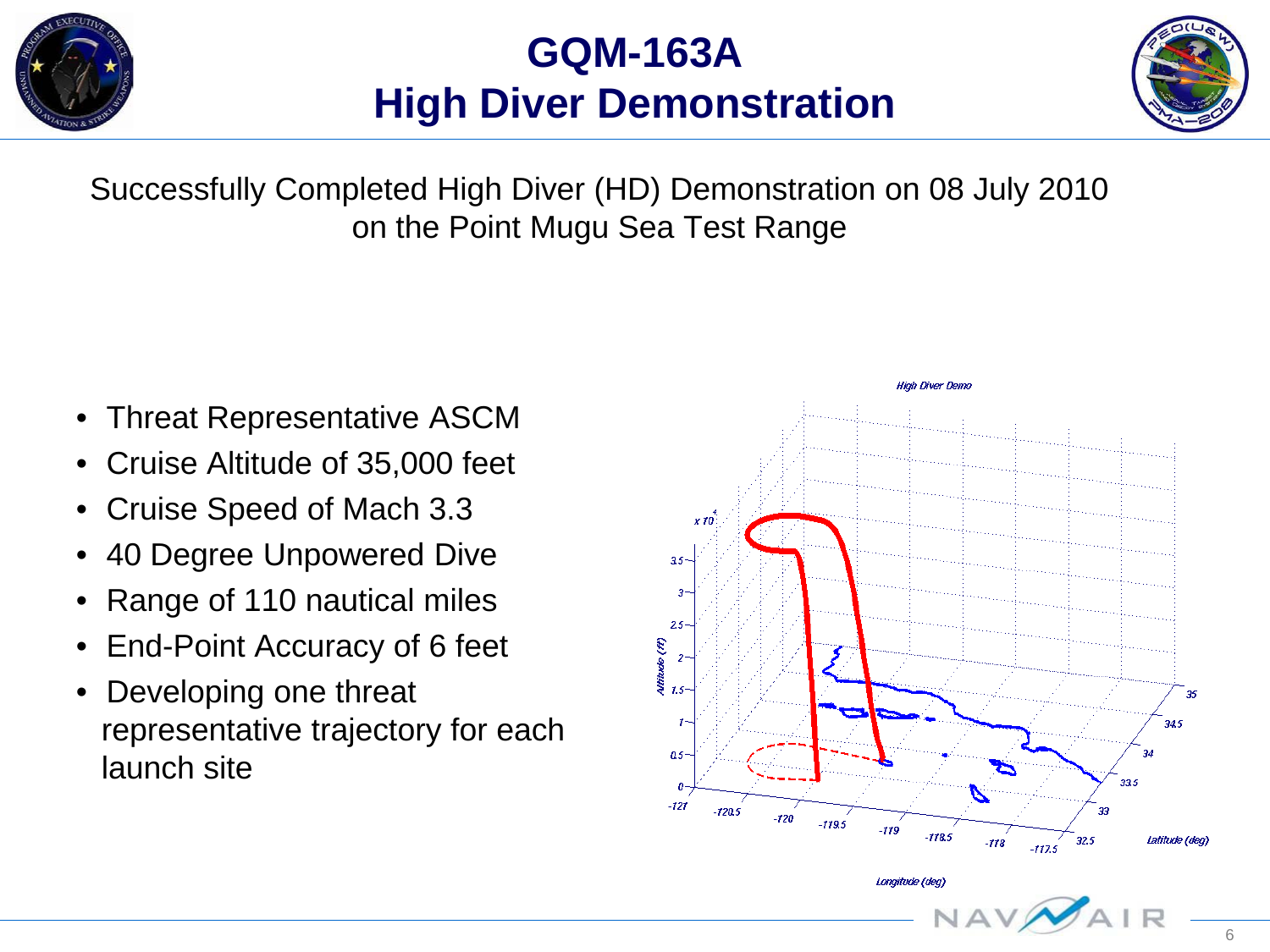# GQM-163A
# High Diver Demonstration

Successfully Completed High Diver (HD) Demonstration on 08 July 2010 on the Point Mugu Sea Test Range

- Threat Representative ASCM
- Cruise Altitude of 35,000 feet
- Cruise Speed of Mach 3.3
- 40 Degree Unpowered Dive
- Range of 110 nautical miles
- End-Point Accuracy of 6 feet
- Developing one threat representative trajectory for each launch site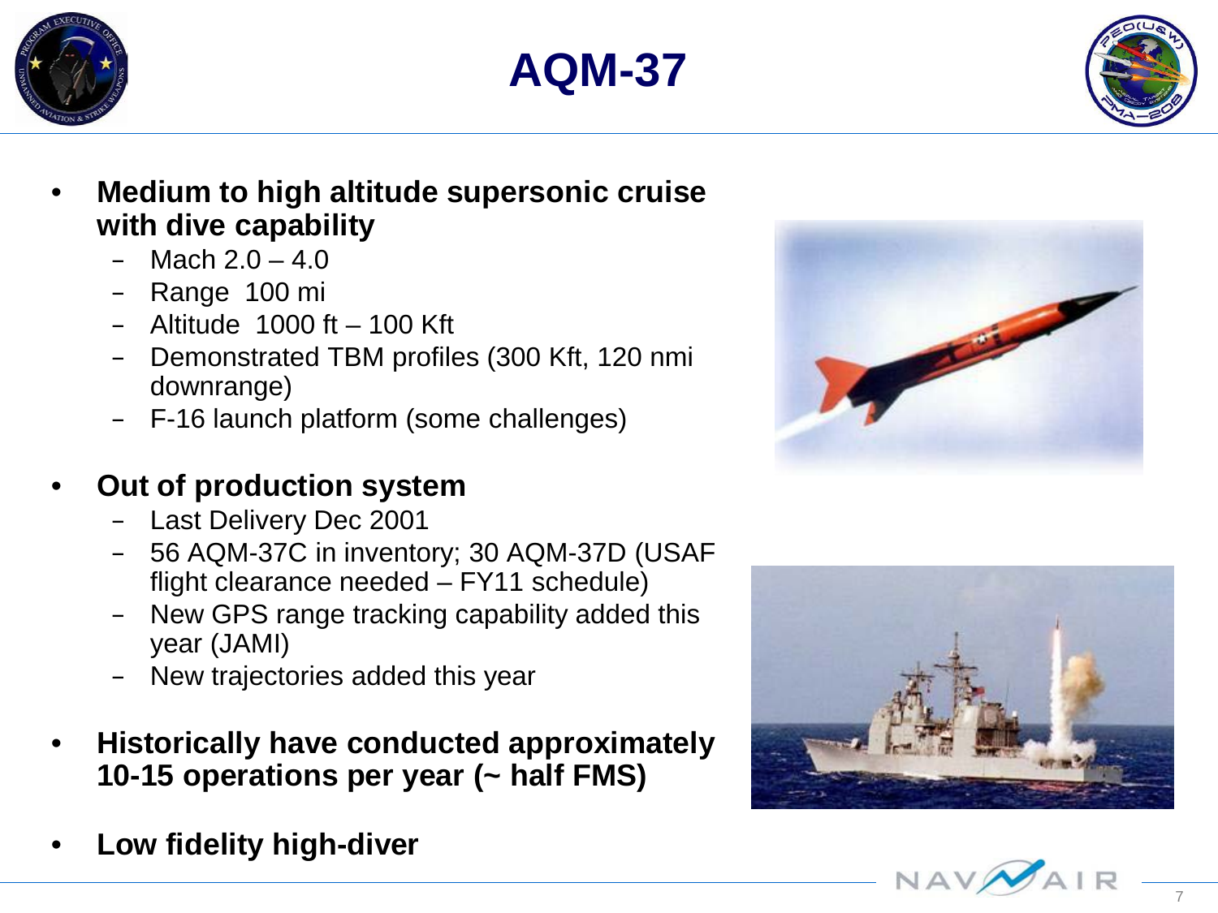# AQM-37

- **Medium to high altitude supersonic cruise with dive capability**
  - Mach 2.0 – 4.0
  - Range 100 mi
  - Altitude 1000 ft – 100 Kft
  - Demonstrated TBM profiles (300 Kft, 120 nmi downrange)
  - F-16 launch platform (some challenges)
- **Out of production system**
  - Last Delivery Dec 2001
  - 56 AQM-37C in inventory; 30 AQM-37D (USAF flight clearance needed – FY11 schedule)
  - New GPS range tracking capability added this year (JAMI)
  - New trajectories added this year
- **Historically have conducted approximately 10-15 operations per year (~ half FMS)**
- **Low fidelity high-diver**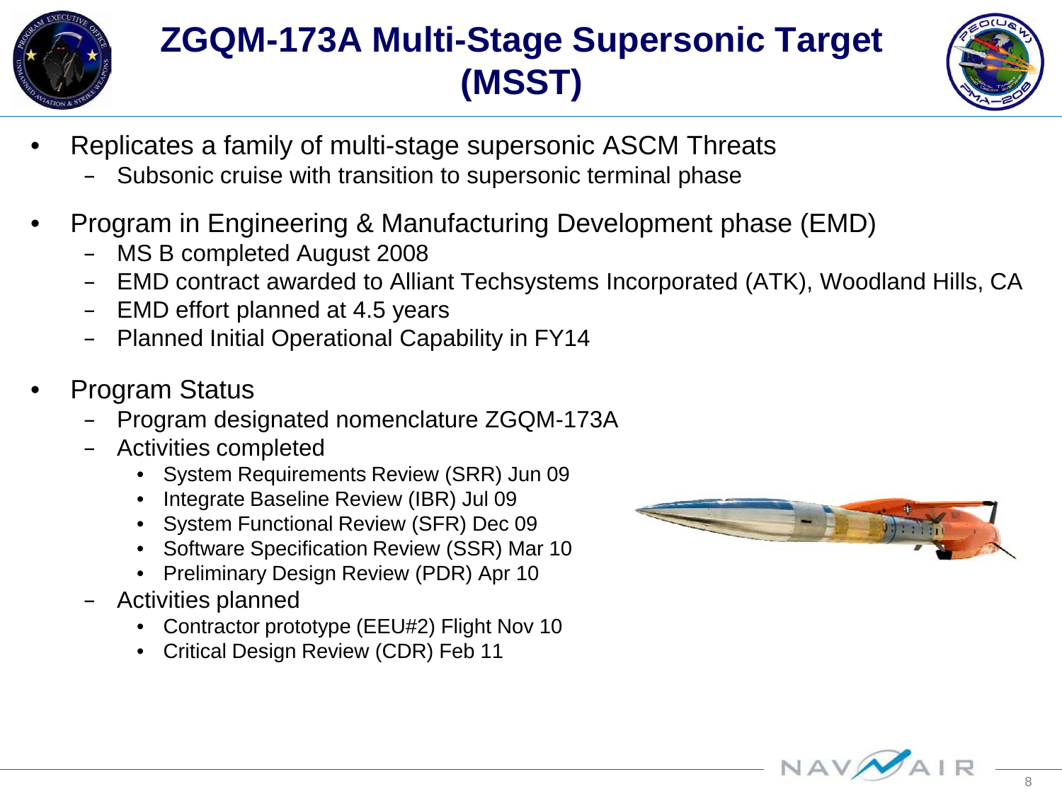# ZGQM-173A Multi-Stage Supersonic Target (MSST)

- Replicates a family of multi-stage supersonic ASCM Threats
  - Subsonic cruise with transition to supersonic terminal phase
- Program in Engineering & Manufacturing Development phase (EMD)
  - MS B completed August 2008
  - EMD contract awarded to Alliant Techsystems Incorporated (ATK), Woodland Hills, CA
  - EMD effort planned at 4.5 years
  - Planned Initial Operational Capability in FY14
- Program Status
  - Program designated nomenclature ZGQM-173A
  - Activities completed
    - System Requirements Review (SRR) Jun 09
    - Integrate Baseline Review (IBR) Jul 09
    - System Functional Review (SFR) Dec 09
    - Software Specification Review (SSR) Mar 10
    - Preliminary Design Review (PDR) Apr 10
  - Activities planned
    - Contractor prototype (EEU#2) Flight Nov 10
    - Critical Design Review (CDR) Feb 11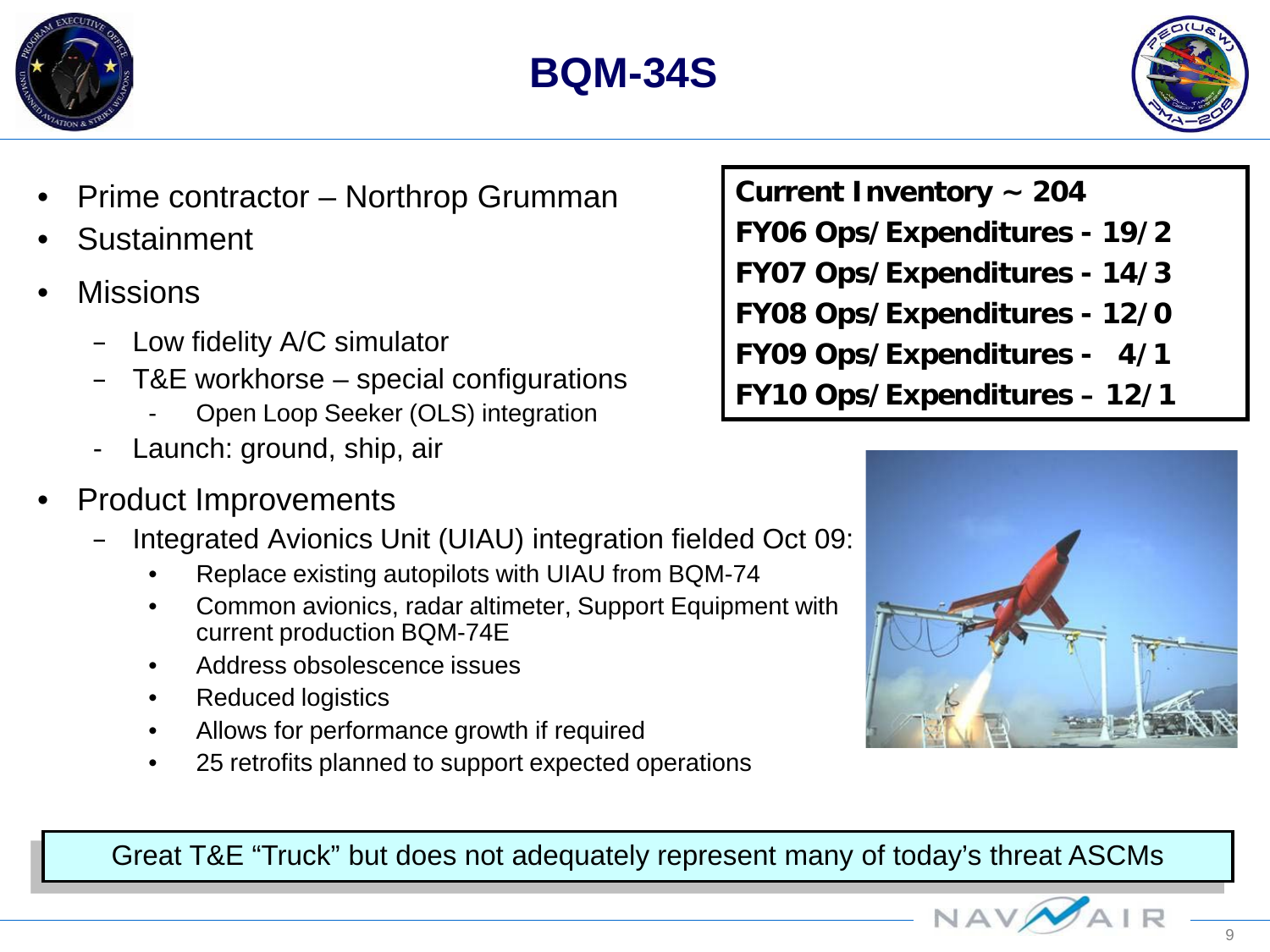# BQM-34S

- Prime contractor – Northrop Grumman
- Sustainment
- Missions
  - Low fidelity A/C simulator
  - T&E workhorse – special configurations
    - Open Loop Seeker (OLS) integration
  - Launch: ground, ship, air
- Product Improvements
  - Integrated Avionics Unit (UIAU) integration fielded Oct 09:
    - Replace existing autopilots with UIAU from BQM-74
    - Common avionics, radar altimeter, Support Equipment with current production BQM-74E
    - Address obsolescence issues
    - Reduced logistics
    - Allows for performance growth if required
    - 25 retrofits planned to support expected operations

**Current Inventory ~ 204**
**FY06 Ops/Expenditures - 19/2**
**FY07 Ops/Expenditures - 14/3**
**FY08 Ops/Expenditures - 12/0**
**FY09 Ops/Expenditures - 4/1**
**FY10 Ops/Expenditures – 12/1**

Great T&E "Truck" but does not adequately represent many of today's threat ASCMs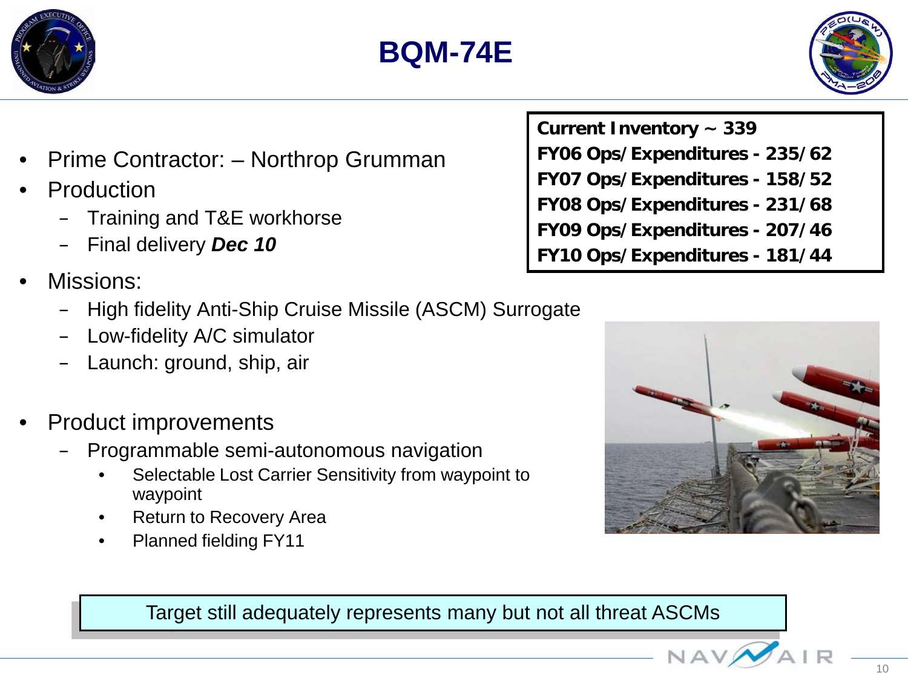# BQM-74E

- Prime Contractor: – Northrop Grumman
- Production
  - Training and T&E workhorse
  - Final delivery ***Dec 10***
- Missions:
  - High fidelity Anti-Ship Cruise Missile (ASCM) Surrogate
  - Low-fidelity A/C simulator
  - Launch: ground, ship, air
- Product improvements
  - Programmable semi-autonomous navigation
    - Selectable Lost Carrier Sensitivity from waypoint to waypoint
    - Return to Recovery Area
    - Planned fielding FY11

**Current Inventory ~ 339**
**FY06 Ops/Expenditures - 235/62**
**FY07 Ops/Expenditures - 158/52**
**FY08 Ops/Expenditures - 231/68**
**FY09 Ops/Expenditures - 207/46**
**FY10 Ops/Expenditures - 181/44**

Target still adequately represents many but not all threat ASCMs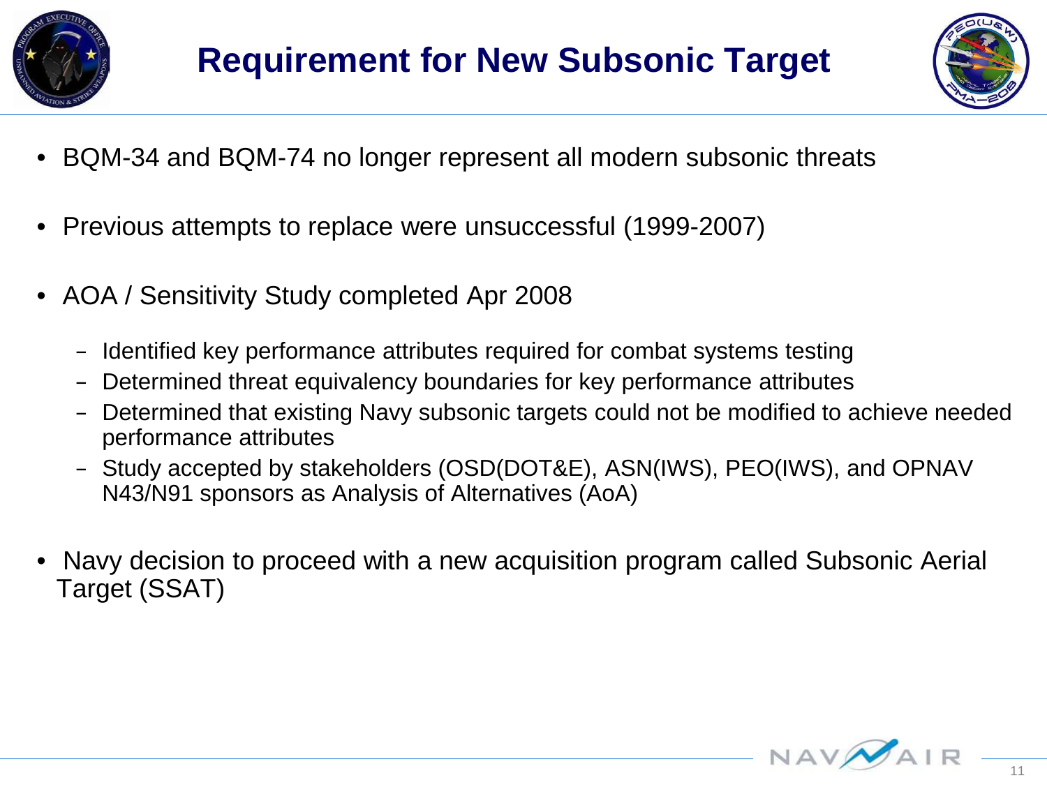# Requirement for New Subsonic Target

- BQM-34 and BQM-74 no longer represent all modern subsonic threats
- Previous attempts to replace were unsuccessful (1999-2007)
- AOA / Sensitivity Study completed Apr 2008
  - Identified key performance attributes required for combat systems testing
  - Determined threat equivalency boundaries for key performance attributes
  - Determined that existing Navy subsonic targets could not be modified to achieve needed performance attributes
  - Study accepted by stakeholders (OSD(DOT&E), ASN(IWS), PEO(IWS), and OPNAV N43/N91 sponsors as Analysis of Alternatives (AoA)
- Navy decision to proceed with a new acquisition program called Subsonic Aerial Target (SSAT)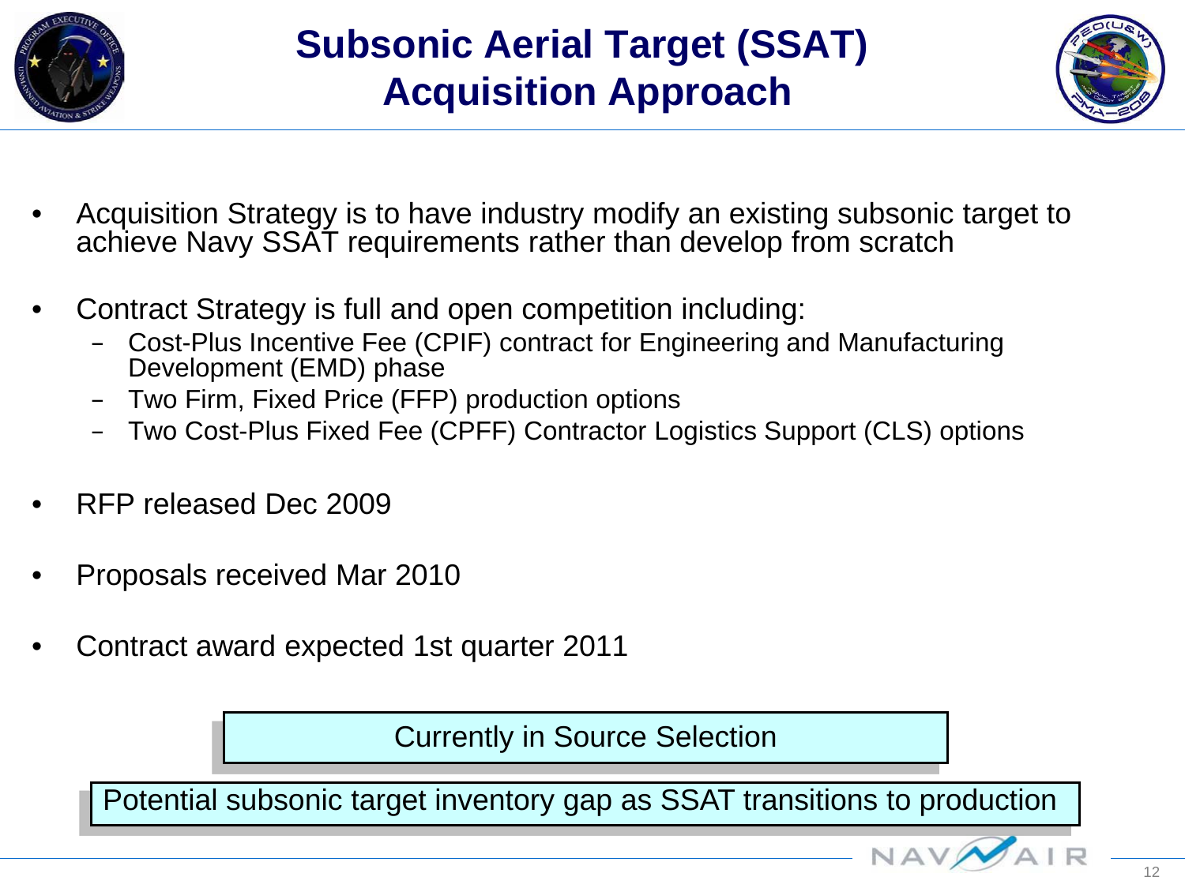# Subsonic Aerial Target (SSAT) Acquisition Approach

- Acquisition Strategy is to have industry modify an existing subsonic target to achieve Navy SSAT requirements rather than develop from scratch
- Contract Strategy is full and open competition including:
  - Cost-Plus Incentive Fee (CPIF) contract for Engineering and Manufacturing Development (EMD) phase
  - Two Firm, Fixed Price (FFP) production options
  - Two Cost-Plus Fixed Fee (CPFF) Contractor Logistics Support (CLS) options
- RFP released Dec 2009
- Proposals received Mar 2010
- Contract award expected 1st quarter 2011

Currently in Source Selection

Potential subsonic target inventory gap as SSAT transitions to production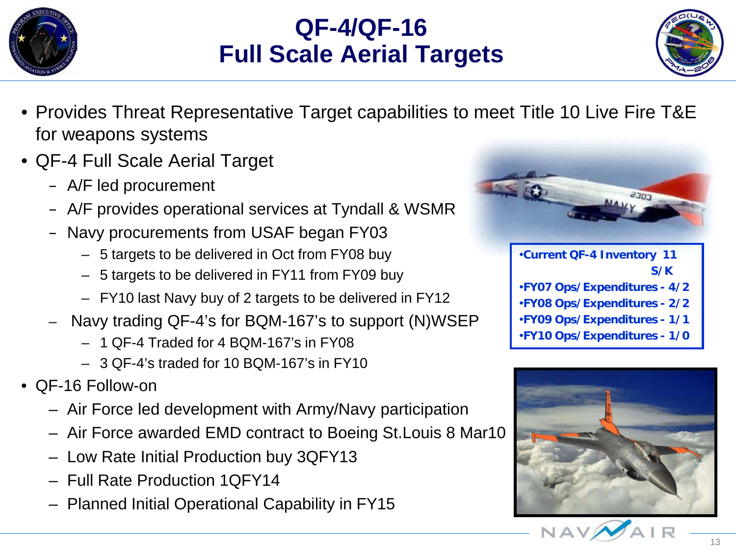# QF-4/QF-16 Full Scale Aerial Targets

- Provides Threat Representative Target capabilities to meet Title 10 Live Fire T&E for weapons systems
- QF-4 Full Scale Aerial Target
  - A/F led procurement
  - A/F provides operational services at Tyndall & WSMR
  - Navy procurements from USAF began FY03
    - 5 targets to be delivered in Oct from FY08 buy
    - 5 targets to be delivered in FY11 from FY09 buy
    - FY10 last Navy buy of 2 targets to be delivered in FY12
  - Navy trading QF-4's for BQM-167's to support (N)WSEP
    - 1 QF-4 Traded for 4 BQM-167's in FY08
    - 3 QF-4's traded for 10 BQM-167's in FY10
- QF-16 Follow-on
  - Air Force led development with Army/Navy participation
  - Air Force awarded EMD contract to Boeing St.Louis 8 Mar10
  - Low Rate Initial Production buy 3QFY13
  - Full Rate Production 1QFY14
  - Planned Initial Operational Capability in FY15

**•Current QF-4 Inventory 11 S/K**
**•FY07 Ops/Expenditures - 4/2**
**•FY08 Ops/Expenditures - 2/2**
**•FY09 Ops/Expenditures - 1/1**
**•FY10 Ops/Expenditures - 1/0**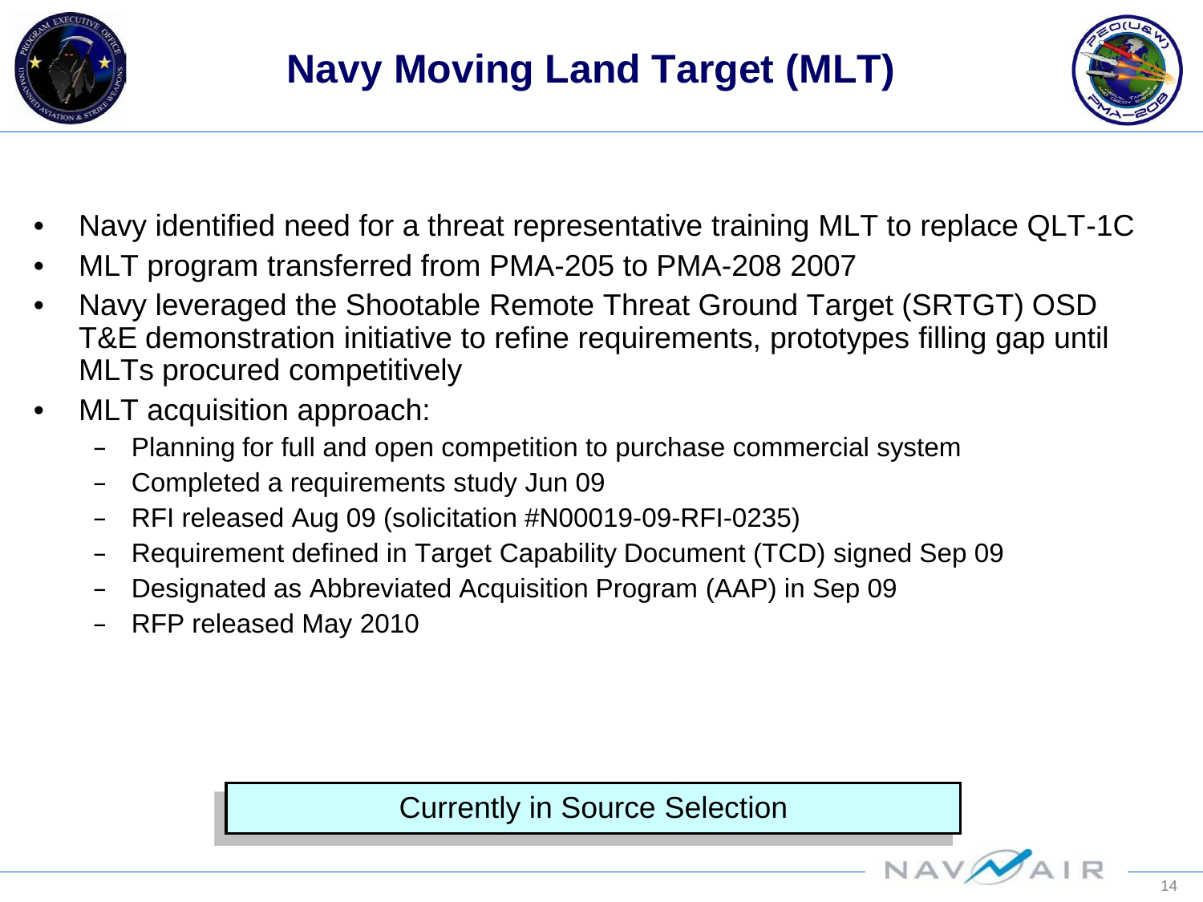# Navy Moving Land Target (MLT)

- Navy identified need for a threat representative training MLT to replace QLT-1C
- MLT program transferred from PMA-205 to PMA-208 2007
- Navy leveraged the Shootable Remote Threat Ground Target (SRTGT) OSD T&E demonstration initiative to refine requirements, prototypes filling gap until MLTs procured competitively
- MLT acquisition approach:
  - Planning for full and open competition to purchase commercial system
  - Completed a requirements study Jun 09
  - RFI released Aug 09 (solicitation #N00019-09-RFI-0235)
  - Requirement defined in Target Capability Document (TCD) signed Sep 09
  - Designated as Abbreviated Acquisition Program (AAP) in Sep 09
  - RFP released May 2010

**Currently in Source Selection**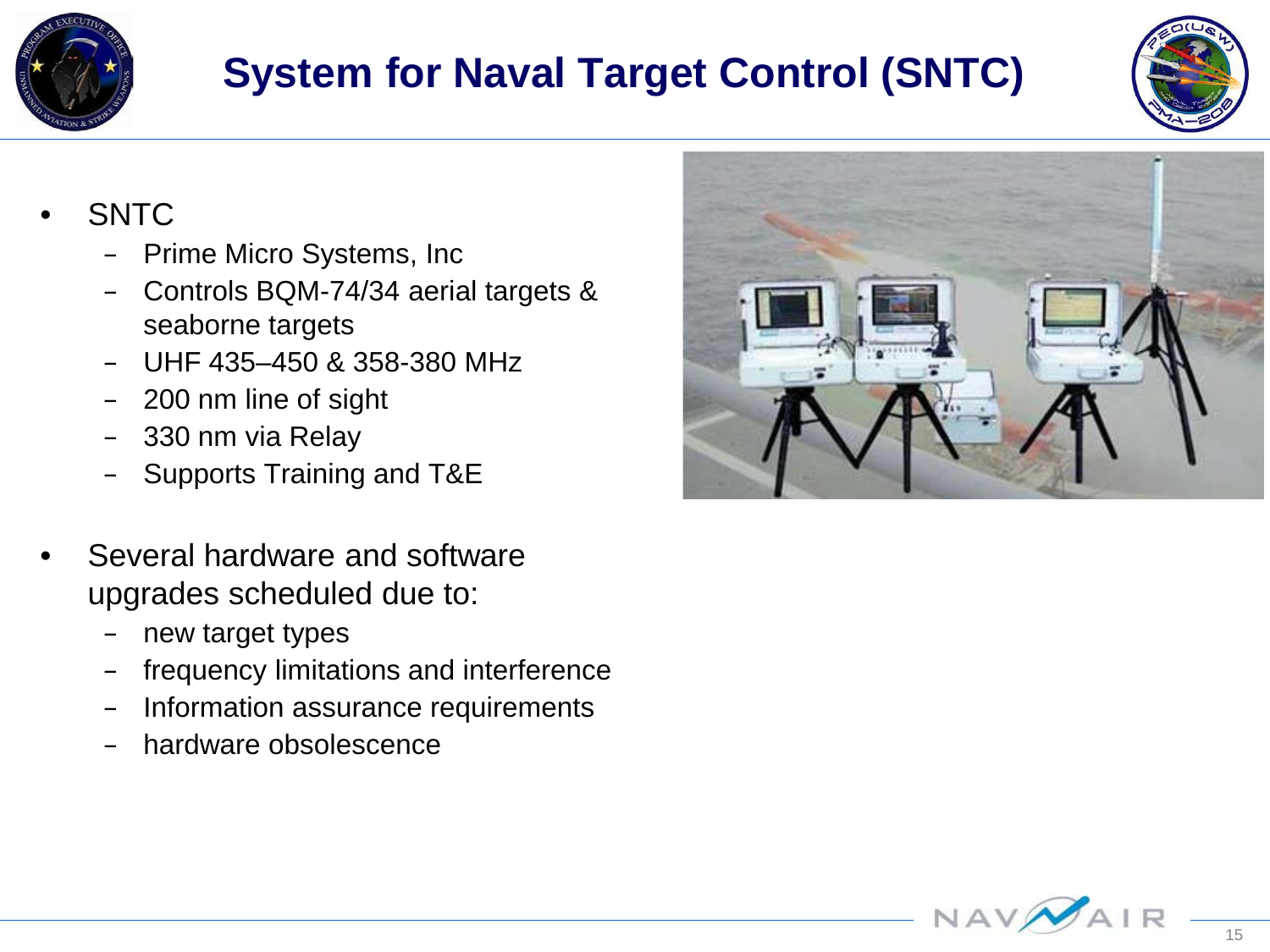# System for Naval Target Control (SNTC)

- SNTC
  - Prime Micro Systems, Inc
  - Controls BQM-74/34 aerial targets & seaborne targets
  - UHF 435–450 & 358-380 MHz
  - 200 nm line of sight
  - 330 nm via Relay
  - Supports Training and T&E

- Several hardware and software upgrades scheduled due to:
  - new target types
  - frequency limitations and interference
  - Information assurance requirements
  - hardware obsolescence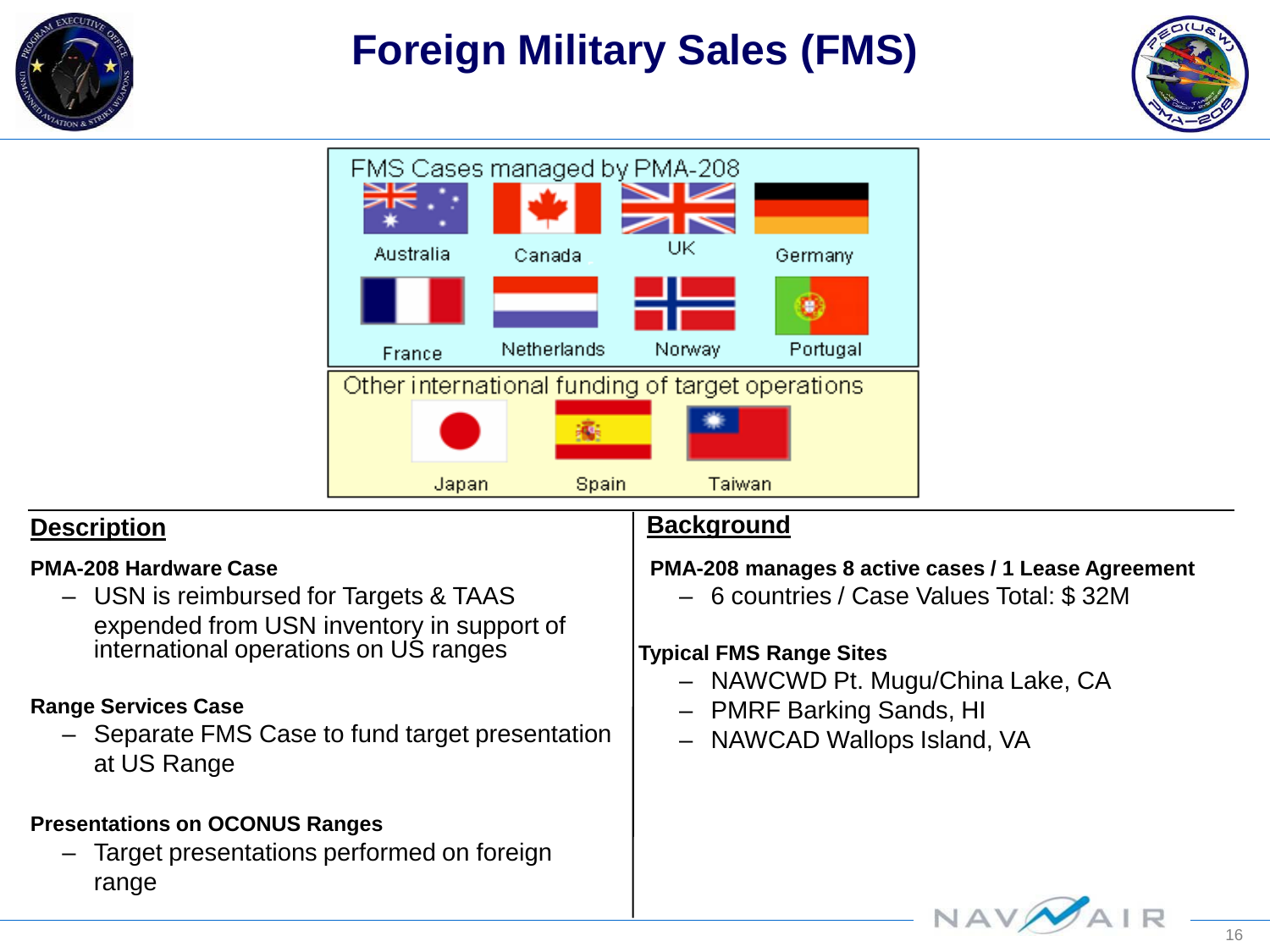# Foreign Military Sales (FMS)

FMS Cases managed by PMA-208

Australia, Canada, UK, Germany, France, Netherlands, Norway, Portugal

Other international funding of target operations

Japan, Spain, Taiwan

## Description

**PMA-208 Hardware Case**

- USN is reimbursed for Targets & TAAS expended from USN inventory in support of international operations on US ranges

**Range Services Case**

- Separate FMS Case to fund target presentation at US Range

**Presentations on OCONUS Ranges**

- Target presentations performed on foreign range

## Background

**PMA-208 manages 8 active cases / 1 Lease Agreement**

- 6 countries / Case Values Total: $ 32M

**Typical FMS Range Sites**

- NAWCWD Pt. Mugu/China Lake, CA
- PMRF Barking Sands, HI
- NAWCAD Wallops Island, VA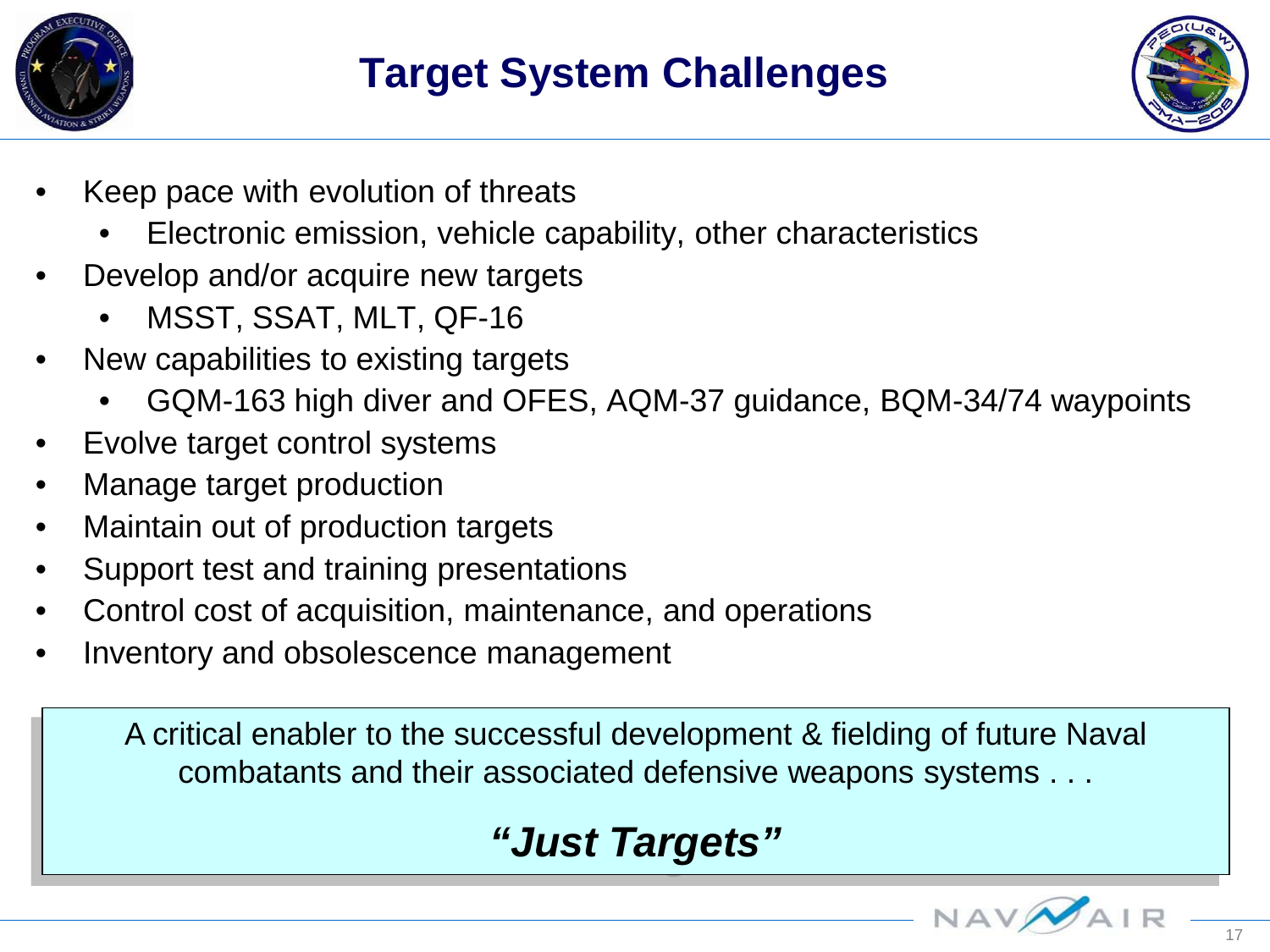# Target System Challenges

- Keep pace with evolution of threats
  - Electronic emission, vehicle capability, other characteristics
- Develop and/or acquire new targets
  - MSST, SSAT, MLT, QF-16
- New capabilities to existing targets
  - GQM-163 high diver and OFES, AQM-37 guidance, BQM-34/74 waypoints
- Evolve target control systems
- Manage target production
- Maintain out of production targets
- Support test and training presentations
- Control cost of acquisition, maintenance, and operations
- Inventory and obsolescence management

A critical enabler to the successful development & fielding of future Naval combatants and their associated defensive weapons systems . . .

***"Just Targets"***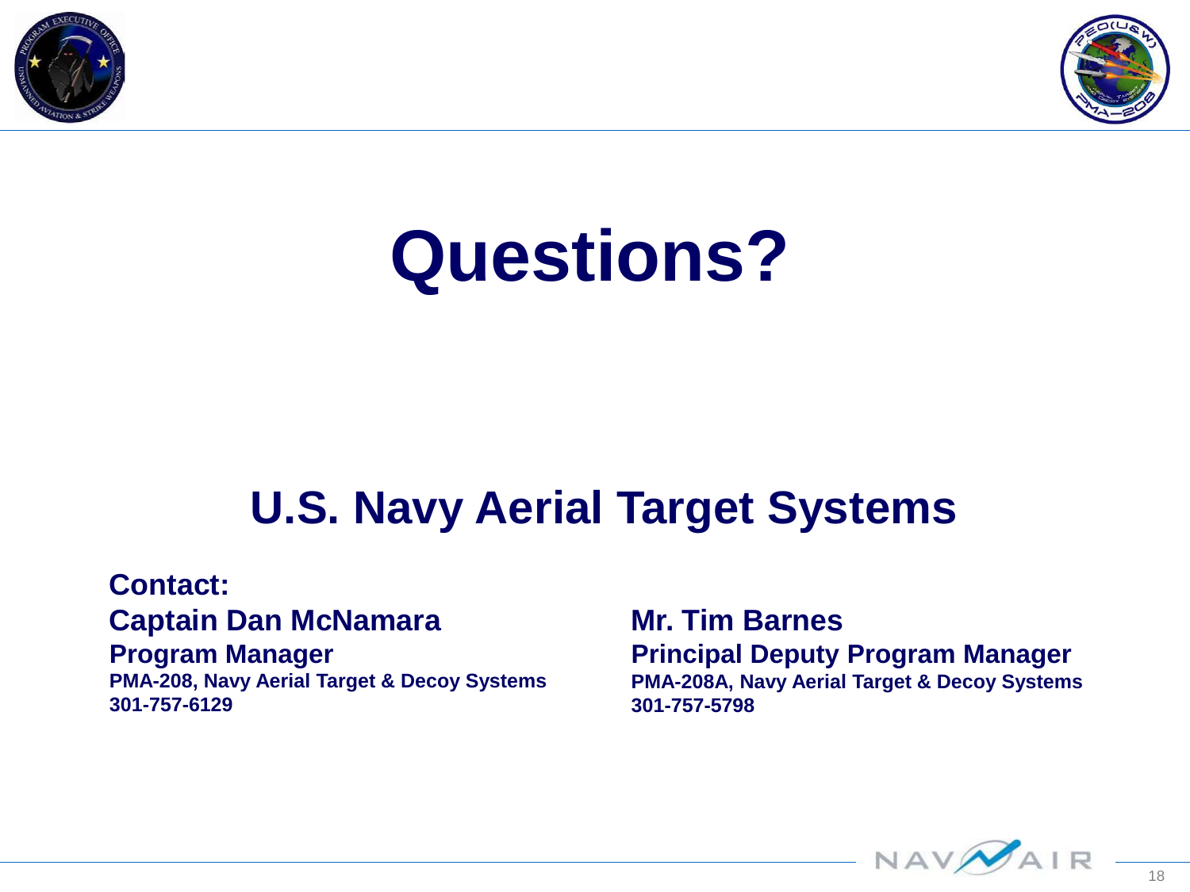# Questions?

## U.S. Navy Aerial Target Systems

**Contact:**

**Captain Dan McNamara**
**Program Manager**
**PMA-208, Navy Aerial Target & Decoy Systems**
**301-757-6129**

**Mr. Tim Barnes**
**Principal Deputy Program Manager**
**PMA-208A, Navy Aerial Target & Decoy Systems**
**301-757-5798**